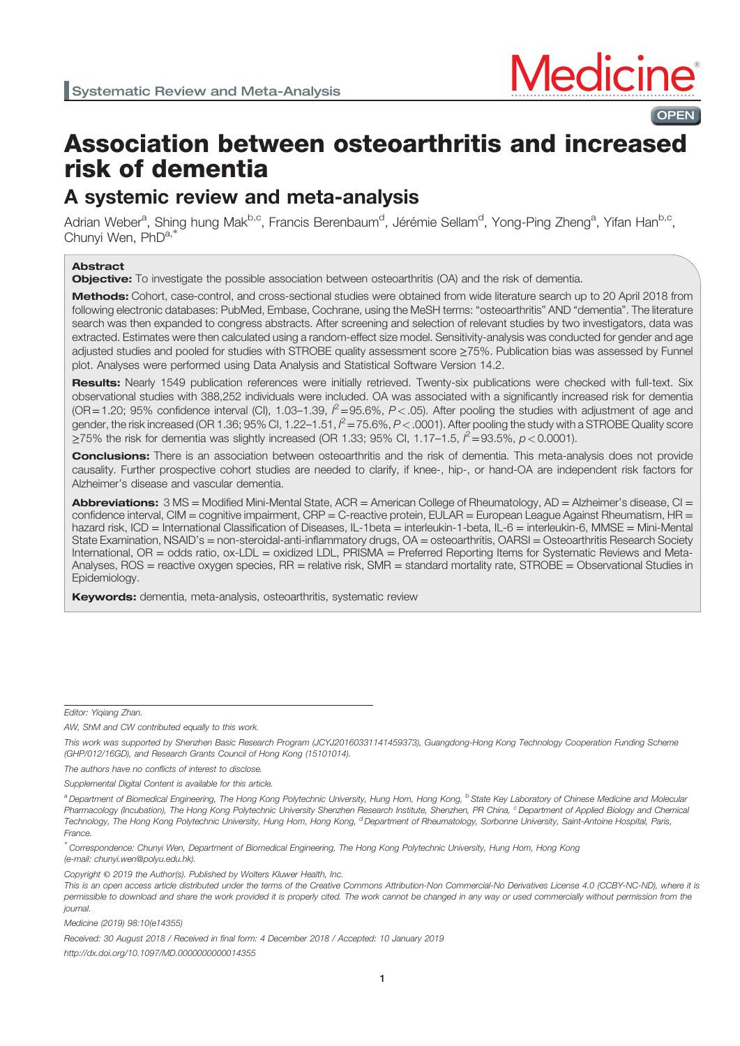Systematic Review and Meta-Analysis

# Association between osteoarthritis and increased risk of dementia

## A systemic review and meta-analysis

Adrian Weber[a], Shing hung Mak[b,c], Francis Berenbaum[d], Jérémie Sellam[d], Yong-Ping Zheng[a], Yifan Han[b,c], Chunyi Wen, PhD[a,*]

### Abstract

**Objective:** To investigate the possible association between osteoarthritis (OA) and the risk of dementia.

**Methods:** Cohort, case-control, and cross-sectional studies were obtained from wide literature search up to 20 April 2018 from following electronic databases: PubMed, Embase, Cochrane, using the MeSH terms: "osteoarthritis" AND "dementia". The literature search was then expanded to congress abstracts. After screening and selection of relevant studies by two investigators, data was extracted. Estimates were then calculated using a random-effect size model. Sensitivity-analysis was conducted for gender and age adjusted studies and pooled for studies with STROBE quality assessment score ≥75%. Publication bias was assessed by Funnel plot. Analyses were performed using Data Analysis and Statistical Software Version 14.2.

**Results:** Nearly 1549 publication references were initially retrieved. Twenty-six publications were checked with full-text. Six observational studies with 388,252 individuals were included. OA was associated with a significantly increased risk for dementia (OR = 1.20; 95% confidence interval (CI), 1.03–1.39, $I^2 = 95.6\%$, $P < .05$). After pooling the studies with adjustment of age and gender, the risk increased (OR 1.36; 95% CI, 1.22–1.51, $I^2 = 75.6\%$, $P < .0001$). After pooling the study with a STROBE Quality score ≥75% the risk for dementia was slightly increased (OR 1.33; 95% CI, 1.17–1.5, $I^2 = 93.5\%$, $p < 0.0001$).

**Conclusions:** There is an association between osteoarthritis and the risk of dementia. This meta-analysis does not provide causality. Further prospective cohort studies are needed to clarify, if knee-, hip-, or hand-OA are independent risk factors for Alzheimer's disease and vascular dementia.

**Abbreviations:** 3 MS = Modified Mini-Mental State, ACR = American College of Rheumatology, AD = Alzheimer's disease, CI = confidence interval, CIM = cognitive impairment, CRP = C-reactive protein, EULAR = European League Against Rheumatism, HR = hazard risk, ICD = International Classification of Diseases, IL-1beta = interleukin-1-beta, IL-6 = interleukin-6, MMSE = Mini-Mental State Examination, NSAID's = non-steroidal-anti-inflammatory drugs, OA = osteoarthritis, OARSI = Osteoarthritis Research Society International, OR = odds ratio, ox-LDL = oxidized LDL, PRISMA = Preferred Reporting Items for Systematic Reviews and Meta-Analyses, ROS = reactive oxygen species, RR = relative risk, SMR = standard mortality rate, STROBE = Observational Studies in Epidemiology.

**Keywords:** dementia, meta-analysis, osteoarthritis, systematic review

*Editor: Yiqiang Zhan.*

*AW, ShM and CW contributed equally to this work.*

*This work was supported by Shenzhen Basic Research Program (JCYJ20160331141459373), Guangdong-Hong Kong Technology Cooperation Funding Scheme (GHP/012/16GD), and Research Grants Council of Hong Kong (15101014).*

*The authors have no conflicts of interest to disclose.*

*Supplemental Digital Content is available for this article.*

*[a] Department of Biomedical Engineering, The Hong Kong Polytechnic University, Hung Hom, Hong Kong, [b] State Key Laboratory of Chinese Medicine and Molecular Pharmacology (Incubation), The Hong Kong Polytechnic University Shenzhen Research Institute, Shenzhen, PR China, [c] Department of Applied Biology and Chemical Technology, The Hong Kong Polytechnic University, Hung Hom, Hong Kong, [d] Department of Rheumatology, Sorbonne University, Saint-Antoine Hospital, Paris, France.*

*[*] Correspondence: Chunyi Wen, Department of Biomedical Engineering, The Hong Kong Polytechnic University, Hung Hom, Hong Kong (e-mail: chunyi.wen@polyu.edu.hk).*

*Copyright © 2019 the Author(s). Published by Wolters Kluwer Health, Inc.*

*This is an open access article distributed under the terms of the Creative Commons Attribution-Non Commercial-No Derivatives License 4.0 (CCBY-NC-ND), where it is permissible to download and share the work provided it is properly cited. The work cannot be changed in any way or used commercially without permission from the journal.*

*Medicine (2019) 98:10(e14355)*

*Received: 30 August 2018 / Received in final form: 4 December 2018 / Accepted: 10 January 2019*

*http://dx.doi.org/10.1097/MD.0000000000014355*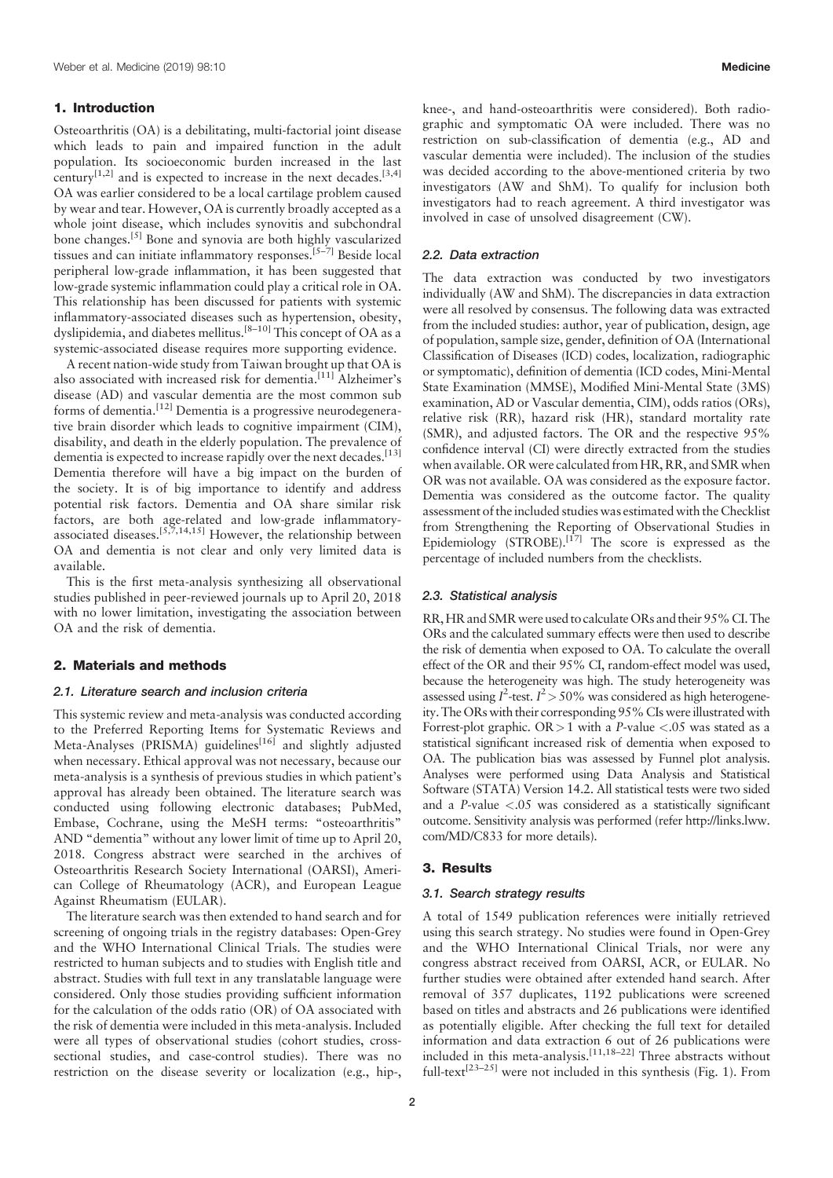## 1. Introduction

Osteoarthritis (OA) is a debilitating, multi-factorial joint disease which leads to pain and impaired function in the adult population. Its socioeconomic burden increased in the last century[1,2] and is expected to increase in the next decades.[3,4] OA was earlier considered to be a local cartilage problem caused by wear and tear. However, OA is currently broadly accepted as a whole joint disease, which includes synovitis and subchondral bone changes.[5] Bone and synovia are both highly vascularized tissues and can initiate inflammatory responses.[5–7] Beside local peripheral low-grade inflammation, it has been suggested that low-grade systemic inflammation could play a critical role in OA. This relationship has been discussed for patients with systemic inflammatory-associated diseases such as hypertension, obesity, dyslipidemia, and diabetes mellitus.[8–10] This concept of OA as a systemic-associated disease requires more supporting evidence.

A recent nation-wide study from Taiwan brought up that OA is also associated with increased risk for dementia.[11] Alzheimer's disease (AD) and vascular dementia are the most common sub forms of dementia.[12] Dementia is a progressive neurodegenerative brain disorder which leads to cognitive impairment (CIM), disability, and death in the elderly population. The prevalence of dementia is expected to increase rapidly over the next decades.[13] Dementia therefore will have a big impact on the burden of the society. It is of big importance to identify and address potential risk factors. Dementia and OA share similar risk factors, are both age-related and low-grade inflammatory-associated diseases.[5,7,14,15] However, the relationship between OA and dementia is not clear and only very limited data is available.

This is the first meta-analysis synthesizing all observational studies published in peer-reviewed journals up to April 20, 2018 with no lower limitation, investigating the association between OA and the risk of dementia.

## 2. Materials and methods

### 2.1. Literature search and inclusion criteria

This systemic review and meta-analysis was conducted according to the Preferred Reporting Items for Systematic Reviews and Meta-Analyses (PRISMA) guidelines[16] and slightly adjusted when necessary. Ethical approval was not necessary, because our meta-analysis is a synthesis of previous studies in which patient's approval has already been obtained. The literature search was conducted using following electronic databases; PubMed, Embase, Cochrane, using the MeSH terms: "osteoarthritis" AND "dementia" without any lower limit of time up to April 20, 2018. Congress abstract were searched in the archives of Osteoarthritis Research Society International (OARSI), American College of Rheumatology (ACR), and European League Against Rheumatism (EULAR).

The literature search was then extended to hand search and for screening of ongoing trials in the registry databases: Open-Grey and the WHO International Clinical Trials. The studies were restricted to human subjects and to studies with English title and abstract. Studies with full text in any translatable language were considered. Only those studies providing sufficient information for the calculation of the odds ratio (OR) of OA associated with the risk of dementia were included in this meta-analysis. Included were all types of observational studies (cohort studies, cross-sectional studies, and case-control studies). There was no restriction on the disease severity or localization (e.g., hip-, knee-, and hand-osteoarthritis were considered). Both radiographic and symptomatic OA were included. There was no restriction on sub-classification of dementia (e.g., AD and vascular dementia were included). The inclusion of the studies was decided according to the above-mentioned criteria by two investigators (AW and ShM). To qualify for inclusion both investigators had to reach agreement. A third investigator was involved in case of unsolved disagreement (CW).

### 2.2. Data extraction

The data extraction was conducted by two investigators individually (AW and ShM). The discrepancies in data extraction were all resolved by consensus. The following data was extracted from the included studies: author, year of publication, design, age of population, sample size, gender, definition of OA (International Classification of Diseases (ICD) codes, localization, radiographic or symptomatic), definition of dementia (ICD codes, Mini-Mental State Examination (MMSE), Modified Mini-Mental State (3MS) examination, AD or Vascular dementia, CIM), odds ratios (ORs), relative risk (RR), hazard risk (HR), standard mortality rate (SMR), and adjusted factors. The OR and the respective 95% confidence interval (CI) were directly extracted from the studies when available. OR were calculated from HR, RR, and SMR when OR was not available. OA was considered as the exposure factor. Dementia was considered as the outcome factor. The quality assessment of the included studies was estimated with the Checklist from Strengthening the Reporting of Observational Studies in Epidemiology (STROBE).[17] The score is expressed as the percentage of included numbers from the checklists.

### 2.3. Statistical analysis

RR, HR and SMR were used to calculate ORs and their 95% CI. The ORs and the calculated summary effects were then used to describe the risk of dementia when exposed to OA. To calculate the overall effect of the OR and their 95% CI, random-effect model was used, because the heterogeneity was high. The study heterogeneity was assessed using $I^2$-test. $I^2 > 50\%$ was considered as high heterogeneity. The ORs with their corresponding 95% CIs were illustrated with Forrest-plot graphic. OR > 1 with a $P$-value $<.05$ was stated as a statistical significant increased risk of dementia when exposed to OA. The publication bias was assessed by Funnel plot analysis. Analyses were performed using Data Analysis and Statistical Software (STATA) Version 14.2. All statistical tests were two sided and a $P$-value $<.05$ was considered as a statistically significant outcome. Sensitivity analysis was performed (refer http://links.lww.com/MD/C833 for more details).

## 3. Results

### 3.1. Search strategy results

A total of 1549 publication references were initially retrieved using this search strategy. No studies were found in Open-Grey and the WHO International Clinical Trials, nor were any congress abstract received from OARSI, ACR, or EULAR. No further studies were obtained after extended hand search. After removal of 357 duplicates, 1192 publications were screened based on titles and abstracts and 26 publications were identified as potentially eligible. After checking the full text for detailed information and data extraction 6 out of 26 publications were included in this meta-analysis.[11,18–22] Three abstracts without full-text[23–25] were not included in this synthesis (Fig. 1). From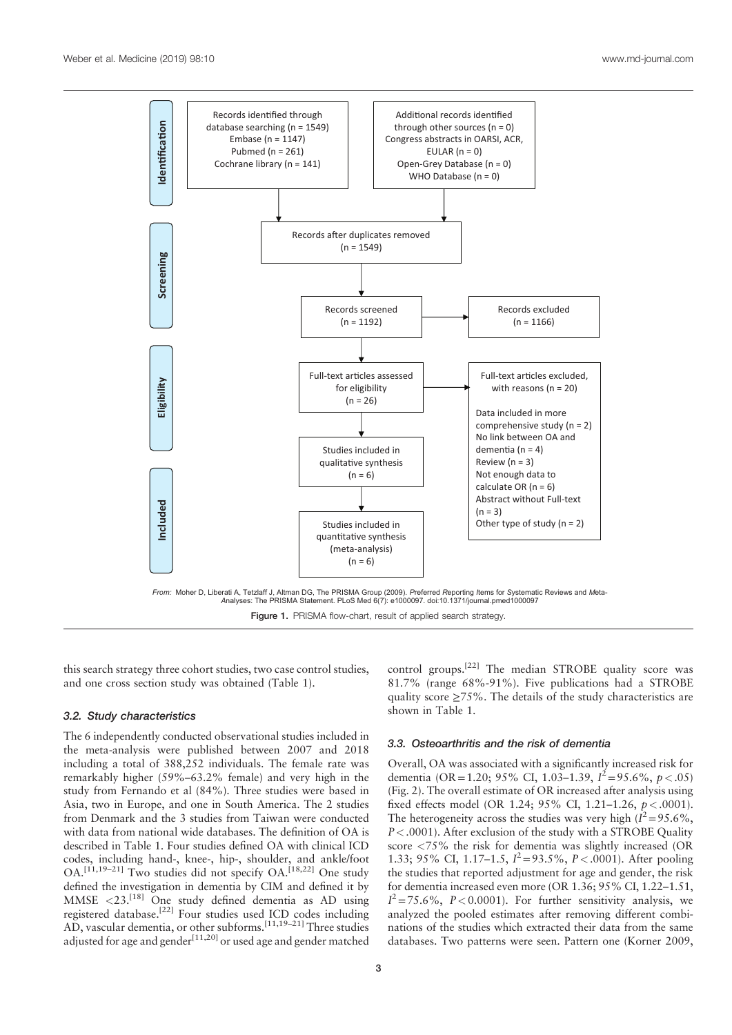Identification

Records identified through database searching (n = 1549)
Embase (n = 1147)
Pubmed (n = 261)
Cochrane library (n = 141)

Additional records identified through other sources (n = 0)
Congress abstracts in OARSI, ACR, EULAR (n = 0)
Open-Grey Database (n = 0)
WHO Database (n = 0)

Screening

Records after duplicates removed (n = 1549)

Records screened (n = 1192)

Records excluded (n = 1166)

Eligibility

Full-text articles assessed for eligibility (n = 26)

Full-text articles excluded, with reasons (n = 20)

Data included in more comprehensive study (n = 2)
No link between OA and dementia (n = 4)
Review (n = 3)
Not enough data to calculate OR (n = 6)
Abstract without Full-text (n = 3)
Other type of study (n = 2)

Studies included in qualitative synthesis (n = 6)

Included

Studies included in quantitative synthesis (meta-analysis) (n = 6)

*From:* Moher D, Liberati A, Tetzlaff J, Altman DG, The PRISMA Group (2009). *P*referred *R*eporting *I*tems for *S*ystematic Reviews and *M*eta-*A*nalyses: The PRISMA Statement. PLoS Med 6(7): e1000097. doi:10.1371/journal.pmed1000097

**Figure 1.** PRISMA flow-chart, result of applied search strategy.

this search strategy three cohort studies, two case control studies, and one cross section study was obtained (Table 1).

### 3.2. Study characteristics

The 6 independently conducted observational studies included in the meta-analysis were published between 2007 and 2018 including a total of 388,252 individuals. The female rate was remarkably higher (59%–63.2% female) and very high in the study from Fernando et al (84%). Three studies were based in Asia, two in Europe, and one in South America. The 2 studies from Denmark and the 3 studies from Taiwan were conducted with data from national wide databases. The definition of OA is described in Table 1. Four studies defined OA with clinical ICD codes, including hand-, knee-, hip-, shoulder, and ankle/foot OA.[11,19–21] Two studies did not specify OA.[18,22] One study defined the investigation in dementia by CIM and defined it by MMSE <23.[18] One study defined dementia as AD using registered database.[22] Four studies used ICD codes including AD, vascular dementia, or other subforms.[11,19–21] Three studies adjusted for age and gender[11,20] or used age and gender matched control groups.[22] The median STROBE quality score was 81.7% (range 68%-91%). Five publications had a STROBE quality score ≥75%. The details of the study characteristics are shown in Table 1.

### 3.3. Osteoarthritis and the risk of dementia

Overall, OA was associated with a significantly increased risk for dementia (OR = 1.20; 95% CI, 1.03–1.39, $I^2 = 95.6\%$, $p < .05$) (Fig. 2). The overall estimate of OR increased after analysis using fixed effects model (OR 1.24; 95% CI, 1.21–1.26, $p < .0001$). The heterogeneity across the studies was very high ($I^2 = 95.6\%$, $P < .0001$). After exclusion of the study with a STROBE Quality score <75% the risk for dementia was slightly increased (OR 1.33; 95% CI, 1.17–1.5, $I^2 = 93.5\%$, $P < .0001$). After pooling the studies that reported adjustment for age and gender, the risk for dementia increased even more (OR 1.36; 95% CI, 1.22–1.51, $I^2 = 75.6\%$, $P < 0.0001$). For further sensitivity analysis, we analyzed the pooled estimates after removing different combinations of the studies which extracted their data from the same databases. Two patterns were seen. Pattern one (Korner 2009,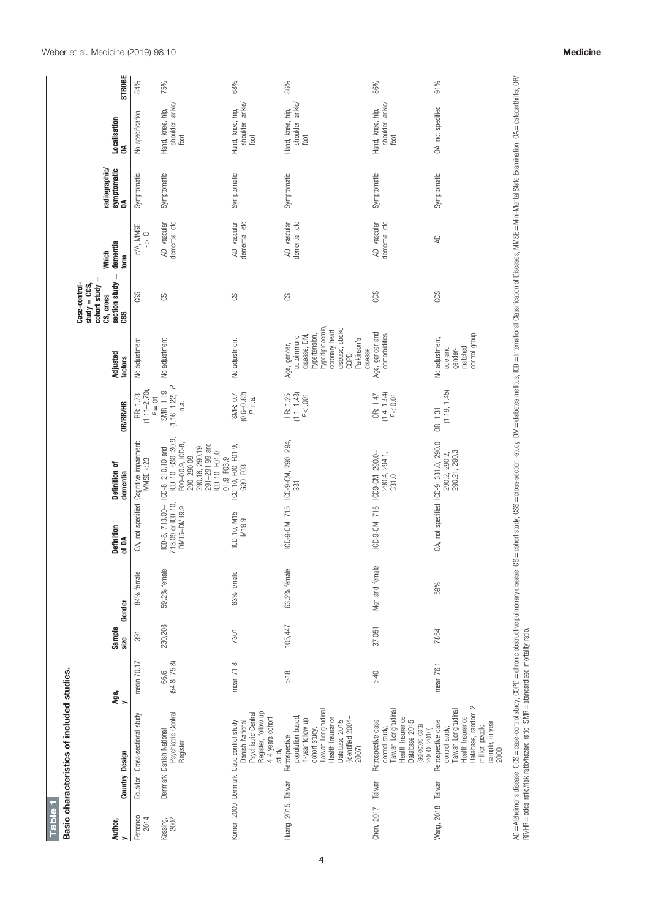**Table 1**

**Basic characteristics of included studies.**

| Author, y | Country | Design | Age, y | Sample size | Gender | Definition of OA | Definition of dementia | OR/RR/HR | Adjusted factors | Case-control-study = CCS, cohort study = CS, cross section study = CSS | Which dementia form | radiographic/ symptomatic OA | Localisation OA | STROBE |
|---|---|---|---|---|---|---|---|---|---|---|---|---|---|---|
| Fernando, 2014 | Ecuador | Cross-sectional study | mean 70.17 | 391 | 84% female | OA, not specified | Cognitive impairment: MMSE <23 | RR: 1.73 (1.11–2.70), P=.01 | No adjustment | CSS | n/A, MMSE -> CI | Symptomatic | No specification | 84% |
| Kessing, 2007 | Denmark | Danish National Psychiatric Central Register | 66.6 (54.8–75.8) | 230,208 | 59.2% female | ICD-8, 713.00–713.09 or ICD-10, DM15–DM19.9 | ICD-8, 210.10 and ICD-10, G30–30.9, F00–00.9, ICD-8, 290–290.09, 290.18, 290.19, 291–291.99 and ICD-10, F01.0–01.9, F03.9 | SMR: 1.19 (1.16–1.22), P. n.a. | No adjustment | CS | AD, vascular dementia, etc. | Symptomatic | Hand, knee, hip, shoulder, ankle/ foot | 75% |
| Komer, 2009 | Denmark | Case control study, Danish National Psychiatric Central Register, follow up 4.4 years cohort study | mean 71.8 | 7301 | 63% female | ICD-10, M15–M19.9 | ICD-10, F00–F01.9, G30, F03 | SMR: 0.7 (0.6–0.82), P. n.a. | No adjustment | CS | AD, vascular dementia, etc. | Symptomatic | Hand, knee, hip, shoulder, ankle/ foot | 68% |
| Huang, 2015 | Taiwan | Retrospective population-based, 4-year follow up cohort study, Taiwan Longitudinal Health Insurance Database 2015 (identified 2004–2007) | >18 | 105,447 | 63.2% female | ICD-9-CM, 715 | ICD-9-CM, 290, 294, 331 | HR: 1.25 (1.1–1.43), P<.001 | Age, gender, autoimmune disease, DM, hypertension, hyperlipidaemia, coronary heart disease, stroke, COPD, Parkinson's disease | CS | AD, vascular dementia, etc. | Symptomatic | Hand, knee, hip, shoulder, ankle/ foot | 86% |
| Chen, 2017 | Taiwan | Retrospective case control study, Taiwan Longitudinal Health Insurance Database 2015, (selected data 2000–2010) | >40 | 37,051 | Men and female | ICD-9-CM, 715 | ICD9-CM, 290.0–290.4, 294.1, 331.0 | OR: 1.47 (1.4–1.54), P<0.01 | Age, gender and comorbidities | CCS | AD, vascular dementia, etc. | Symptomatic | Hand, knee, hip, shoulder, ankle/ foot | 86% |
| Wang, 2018 | Taiwan | Retrospective case control study, Taiwan Longitudinal Health Insurance Database, random 2 million people sample, in year 2000 | mean 76.1 | 7854 | 59% | OA, not specified | ICD-9, 331.0, 290.0, 290.2, 290.2, 290.21, 290.3 | OR: 1.31 (1.19, 1.45) | No adjustment, age and gender-matched control group | CCS | AD | Symptomatic | OA, not specified | 91% |

AD = Alzheimer's disease, CCS = case-control study, COPD = chronic obstructive pulmonary disease, CS = cohort study, CSS = cross-section -study, DM = diabetes mellitus, ICD = International Classification of Diseases, MMSE = Mini-Mental State Examination, OA = osteoarthritis, OR/RR/HR = odds ratio/risk ratio/hazard ratio, SMR = standardized mortality ratio.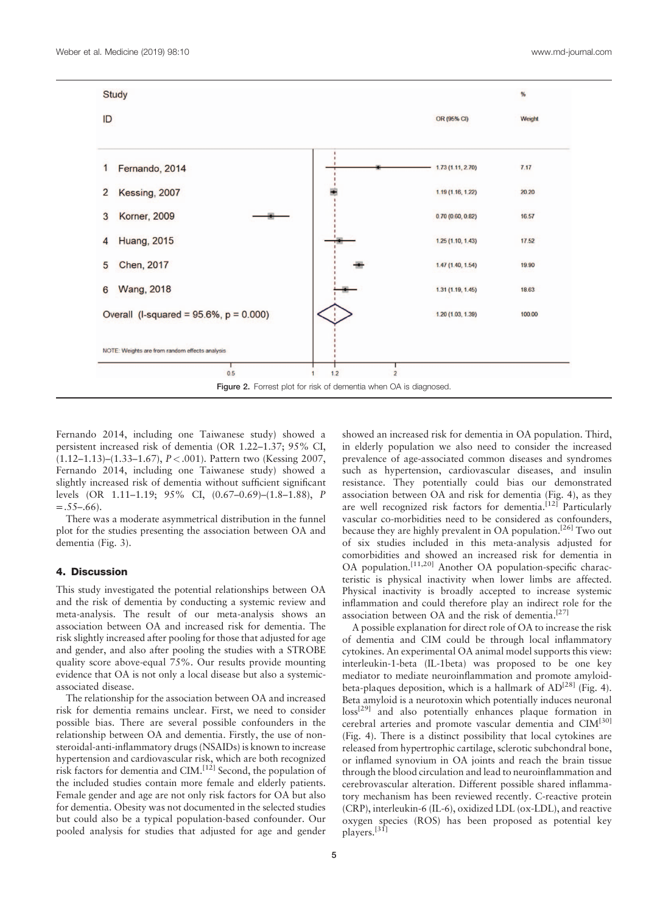Study

ID

OR (95% CI)

%

Weight

1 Fernando, 2014 — 1.73 (1.11, 2.70) — 7.17

2 Kessing, 2007 — 1.19 (1.16, 1.22) — 20.20

3 Korner, 2009 — 0.70 (0.60, 0.82) — 16.57

4 Huang, 2015 — 1.25 (1.10, 1.43) — 17.52

5 Chen, 2017 — 1.47 (1.40, 1.54) — 19.90

6 Wang, 2018 — 1.31 (1.19, 1.45) — 18.63

Overall (I-squared = 95.6%, p = 0.000) — 1.20 (1.03, 1.39) — 100.00

NOTE: Weights are from random effects analysis

0.5 1 1.2 2

**Figure 2.** Forrest plot for risk of dementia when OA is diagnosed.

Fernando 2014, including one Taiwanese study) showed a persistent increased risk of dementia (OR 1.22–1.37; 95% CI, (1.12–1.13)–(1.33–1.67), $P < .001$). Pattern two (Kessing 2007, Fernando 2014, including one Taiwanese study) showed a slightly increased risk of dementia without sufficient significant levels (OR 1.11–1.19; 95% CI, (0.67–0.69)–(1.8–1.88), $P = .55–.66$).

There was a moderate asymmetrical distribution in the funnel plot for the studies presenting the association between OA and dementia (Fig. 3).

## 4. Discussion

This study investigated the potential relationships between OA and the risk of dementia by conducting a systemic review and meta-analysis. The result of our meta-analysis shows an association between OA and increased risk for dementia. The risk slightly increased after pooling for those that adjusted for age and gender, and also after pooling the studies with a STROBE quality score above-equal 75%. Our results provide mounting evidence that OA is not only a local disease but also a systemic-associated disease.

The relationship for the association between OA and increased risk for dementia remains unclear. First, we need to consider possible bias. There are several possible confounders in the relationship between OA and dementia. Firstly, the use of non-steroidal-anti-inflammatory drugs (NSAIDs) is known to increase hypertension and cardiovascular risk, which are both recognized risk factors for dementia and CIM.[12] Second, the population of the included studies contain more female and elderly patients. Female gender and age are not only risk factors for OA but also for dementia. Obesity was not documented in the selected studies but could also be a typical population-based confounder. Our pooled analysis for studies that adjusted for age and gender showed an increased risk for dementia in OA population. Third, in elderly population we also need to consider the increased prevalence of age-associated common diseases and syndromes such as hypertension, cardiovascular diseases, and insulin resistance. They potentially could bias our demonstrated association between OA and risk for dementia (Fig. 4), as they are well recognized risk factors for dementia.[12] Particularly vascular co-morbidities need to be considered as confounders, because they are highly prevalent in OA population.[26] Two out of six studies included in this meta-analysis adjusted for comorbidities and showed an increased risk for dementia in OA population.[11,20] Another OA population-specific characteristic is physical inactivity when lower limbs are affected. Physical inactivity is broadly accepted to increase systemic inflammation and could therefore play an indirect role for the association between OA and the risk of dementia.[27]

A possible explanation for direct role of OA to increase the risk of dementia and CIM could be through local inflammatory cytokines. An experimental OA animal model supports this view: interleukin-1-beta (IL-1beta) was proposed to be one key mediator to mediate neuroinflammation and promote amyloid-beta-plaques deposition, which is a hallmark of AD[28] (Fig. 4). Beta amyloid is a neurotoxin which potentially induces neuronal loss[29] and also potentially enhances plaque formation in cerebral arteries and promote vascular dementia and CIM[30] (Fig. 4). There is a distinct possibility that local cytokines are released from hypertrophic cartilage, sclerotic subchondral bone, or inflamed synovium in OA joints and reach the brain tissue through the blood circulation and lead to neuroinflammation and cerebrovascular alteration. Different possible shared inflammatory mechanism has been reviewed recently. C-reactive protein (CRP), interleukin-6 (IL-6), oxidized LDL (ox-LDL), and reactive oxygen species (ROS) has been proposed as potential key players.[31]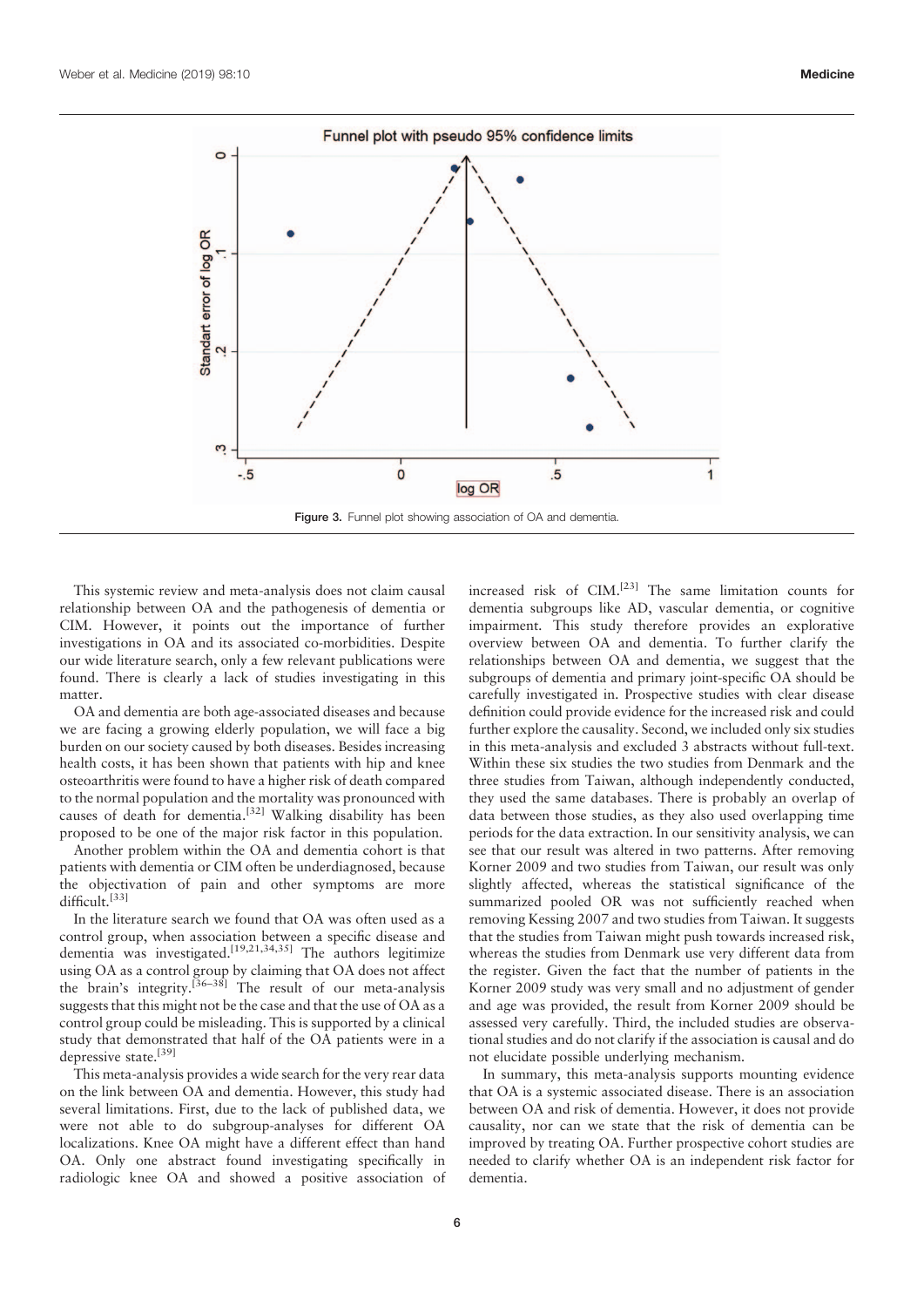Funnel plot with pseudo 95% confidence limits

Standart error of log OR

0

.1

.2

.3

-.5

0

.5

1

log OR

Figure 3. Funnel plot showing association of OA and dementia.

This systemic review and meta-analysis does not claim causal relationship between OA and the pathogenesis of dementia or CIM. However, it points out the importance of further investigations in OA and its associated co-morbidities. Despite our wide literature search, only a few relevant publications were found. There is clearly a lack of studies investigating in this matter.

OA and dementia are both age-associated diseases and because we are facing a growing elderly population, we will face a big burden on our society caused by both diseases. Besides increasing health costs, it has been shown that patients with hip and knee osteoarthritis were found to have a higher risk of death compared to the normal population and the mortality was pronounced with causes of death for dementia.[32] Walking disability has been proposed to be one of the major risk factor in this population.

Another problem within the OA and dementia cohort is that patients with dementia or CIM often be underdiagnosed, because the objectivation of pain and other symptoms are more difficult.[33]

In the literature search we found that OA was often used as a control group, when association between a specific disease and dementia was investigated.[19,21,34,35] The authors legitimize using OA as a control group by claiming that OA does not affect the brain's integrity.[36–38] The result of our meta-analysis suggests that this might not be the case and that the use of OA as a control group could be misleading. This is supported by a clinical study that demonstrated that half of the OA patients were in a depressive state.[39]

This meta-analysis provides a wide search for the very rear data on the link between OA and dementia. However, this study had several limitations. First, due to the lack of published data, we were not able to do subgroup-analyses for different OA localizations. Knee OA might have a different effect than hand OA. Only one abstract found investigating specifically in radiologic knee OA and showed a positive association of increased risk of CIM.[23] The same limitation counts for dementia subgroups like AD, vascular dementia, or cognitive impairment. This study therefore provides an explorative overview between OA and dementia. To further clarify the relationships between OA and dementia, we suggest that the subgroups of dementia and primary joint-specific OA should be carefully investigated in. Prospective studies with clear disease definition could provide evidence for the increased risk and could further explore the causality. Second, we included only six studies in this meta-analysis and excluded 3 abstracts without full-text. Within these six studies the two studies from Denmark and the three studies from Taiwan, although independently conducted, they used the same databases. There is probably an overlap of data between those studies, as they also used overlapping time periods for the data extraction. In our sensitivity analysis, we can see that our result was altered in two patterns. After removing Korner 2009 and two studies from Taiwan, our result was only slightly affected, whereas the statistical significance of the summarized pooled OR was not sufficiently reached when removing Kessing 2007 and two studies from Taiwan. It suggests that the studies from Taiwan might push towards increased risk, whereas the studies from Denmark use very different data from the register. Given the fact that the number of patients in the Korner 2009 study was very small and no adjustment of gender and age was provided, the result from Korner 2009 should be assessed very carefully. Third, the included studies are observational studies and do not clarify if the association is causal and do not elucidate possible underlying mechanism.

In summary, this meta-analysis supports mounting evidence that OA is a systemic associated disease. There is an association between OA and risk of dementia. However, it does not provide causality, nor can we state that the risk of dementia can be improved by treating OA. Further prospective cohort studies are needed to clarify whether OA is an independent risk factor for dementia.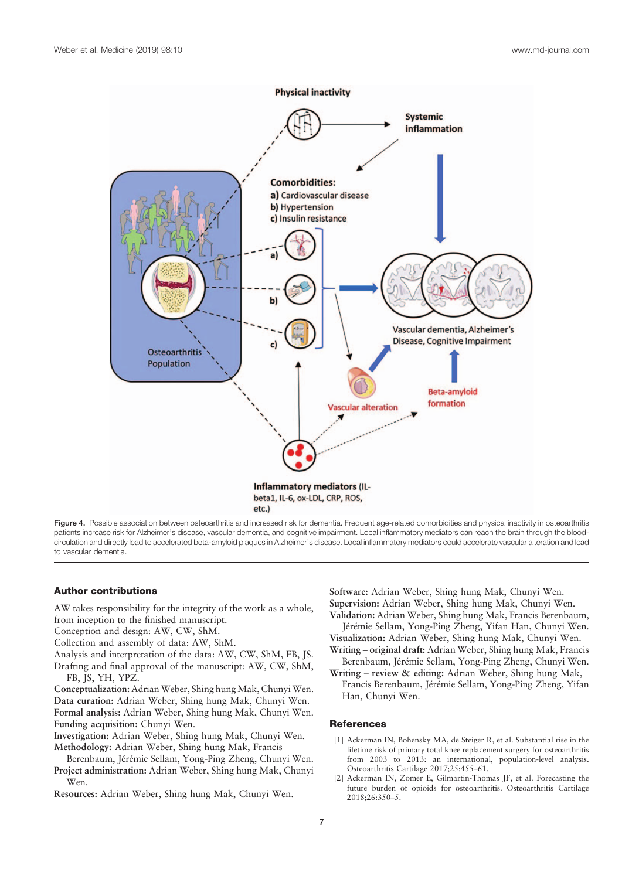Physical inactivity

Systemic inflammation

Comorbidities:
a) Cardiovascular disease
b) Hypertension
c) Insulin resistance

a)

b)

c)

Osteoarthritis Population

Vascular dementia, Alzheimer's Disease, Cognitive Impairment

Vascular alteration

Beta-amyloid formation

Inflammatory mediators (IL-beta1, IL-6, ox-LDL, CRP, ROS, etc.)

Figure 4. Possible association between osteoarthritis and increased risk for dementia. Frequent age-related comorbidities and physical inactivity in osteoarthritis patients increase risk for Alzheimer's disease, vascular dementia, and cognitive impairment. Local inflammatory mediators can reach the brain through the blood-circulation and directly lead to accelerated beta-amyloid plaques in Alzheimer's disease. Local inflammatory mediators could accelerate vascular alteration and lead to vascular dementia.

## Author contributions

AW takes responsibility for the integrity of the work as a whole, from inception to the finished manuscript.
Conception and design: AW, CW, ShM.
Collection and assembly of data: AW, ShM.
Analysis and interpretation of the data: AW, CW, ShM, FB, JS.
Drafting and final approval of the manuscript: AW, CW, ShM, FB, JS, YH, YPZ.
**Conceptualization:** Adrian Weber, Shing hung Mak, Chunyi Wen.
**Data curation:** Adrian Weber, Shing hung Mak, Chunyi Wen.
**Formal analysis:** Adrian Weber, Shing hung Mak, Chunyi Wen.
**Funding acquisition:** Chunyi Wen.
**Investigation:** Adrian Weber, Shing hung Mak, Chunyi Wen.
**Methodology:** Adrian Weber, Shing hung Mak, Francis Berenbaum, Jérémie Sellam, Yong-Ping Zheng, Chunyi Wen.
**Project administration:** Adrian Weber, Shing hung Mak, Chunyi Wen.
**Resources:** Adrian Weber, Shing hung Mak, Chunyi Wen.
**Software:** Adrian Weber, Shing hung Mak, Chunyi Wen.
**Supervision:** Adrian Weber, Shing hung Mak, Chunyi Wen.
**Validation:** Adrian Weber, Shing hung Mak, Francis Berenbaum, Jérémie Sellam, Yong-Ping Zheng, Yifan Han, Chunyi Wen.
**Visualization:** Adrian Weber, Shing hung Mak, Chunyi Wen.
**Writing – original draft:** Adrian Weber, Shing hung Mak, Francis Berenbaum, Jérémie Sellam, Yong-Ping Zheng, Chunyi Wen.
**Writing – review & editing:** Adrian Weber, Shing hung Mak, Francis Berenbaum, Jérémie Sellam, Yong-Ping Zheng, Yifan Han, Chunyi Wen.

## References

[1] Ackerman IN, Bohensky MA, de Steiger R, et al. Substantial rise in the lifetime risk of primary total knee replacement surgery for osteoarthritis from 2003 to 2013: an international, population-level analysis. Osteoarthritis Cartilage 2017;25:455–61.

[2] Ackerman IN, Zomer E, Gilmartin-Thomas JF, et al. Forecasting the future burden of opioids for osteoarthritis. Osteoarthritis Cartilage 2018;26:350–5.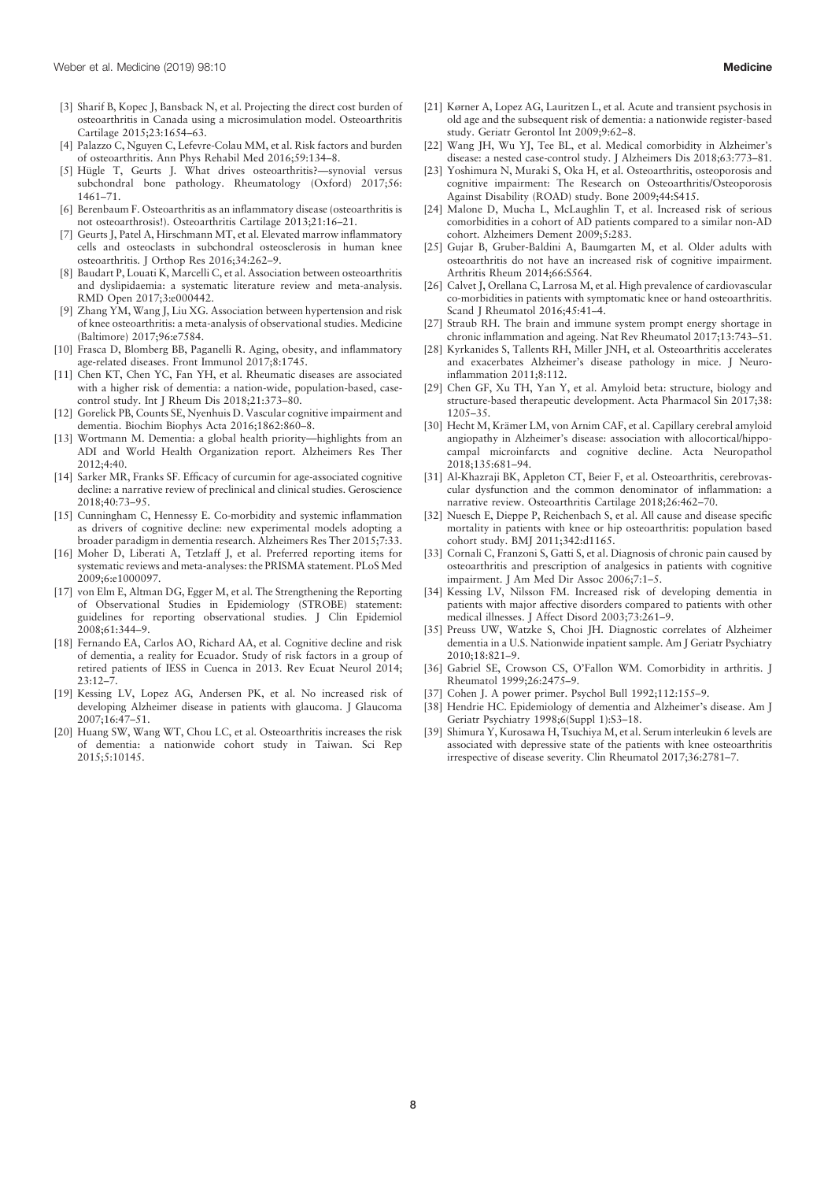[3] Sharif B, Kopec J, Bansback N, et al. Projecting the direct cost burden of osteoarthritis in Canada using a microsimulation model. Osteoarthritis Cartilage 2015;23:1654–63.

[4] Palazzo C, Nguyen C, Lefevre-Colau MM, et al. Risk factors and burden of osteoarthritis. Ann Phys Rehabil Med 2016;59:134–8.

[5] Hügle T, Geurts J. What drives osteoarthritis?—synovial versus subchondral bone pathology. Rheumatology (Oxford) 2017;56: 1461–71.

[6] Berenbaum F. Osteoarthritis as an inflammatory disease (osteoarthritis is not osteoarthrosis!). Osteoarthritis Cartilage 2013;21:16–21.

[7] Geurts J, Patel A, Hirschmann MT, et al. Elevated marrow inflammatory cells and osteoclasts in subchondral osteosclerosis in human knee osteoarthritis. J Orthop Res 2016;34:262–9.

[8] Baudart P, Louati K, Marcelli C, et al. Association between osteoarthritis and dyslipidaemia: a systematic literature review and meta-analysis. RMD Open 2017;3:e000442.

[9] Zhang YM, Wang J, Liu XG. Association between hypertension and risk of knee osteoarthritis: a meta-analysis of observational studies. Medicine (Baltimore) 2017;96:e7584.

[10] Frasca D, Blomberg BB, Paganelli R. Aging, obesity, and inflammatory age-related diseases. Front Immunol 2017;8:1745.

[11] Chen KT, Chen YC, Fan YH, et al. Rheumatic diseases are associated with a higher risk of dementia: a nation-wide, population-based, case-control study. Int J Rheum Dis 2018;21:373–80.

[12] Gorelick PB, Counts SE, Nyenhuis D. Vascular cognitive impairment and dementia. Biochim Biophys Acta 2016;1862:860–8.

[13] Wortmann M. Dementia: a global health priority—highlights from an ADI and World Health Organization report. Alzheimers Res Ther 2012;4:40.

[14] Sarker MR, Franks SF. Efficacy of curcumin for age-associated cognitive decline: a narrative review of preclinical and clinical studies. Geroscience 2018;40:73–95.

[15] Cunningham C, Hennessy E. Co-morbidity and systemic inflammation as drivers of cognitive decline: new experimental models adopting a broader paradigm in dementia research. Alzheimers Res Ther 2015;7:33.

[16] Moher D, Liberati A, Tetzlaff J, et al. Preferred reporting items for systematic reviews and meta-analyses: the PRISMA statement. PLoS Med 2009;6:e1000097.

[17] von Elm E, Altman DG, Egger M, et al. The Strengthening the Reporting of Observational Studies in Epidemiology (STROBE) statement: guidelines for reporting observational studies. J Clin Epidemiol 2008;61:344–9.

[18] Fernando EA, Carlos AO, Richard AA, et al. Cognitive decline and risk of dementia, a reality for Ecuador. Study of risk factors in a group of retired patients of IESS in Cuenca in 2013. Rev Ecuat Neurol 2014; 23:12–7.

[19] Kessing LV, Lopez AG, Andersen PK, et al. No increased risk of developing Alzheimer disease in patients with glaucoma. J Glaucoma 2007;16:47–51.

[20] Huang SW, Wang WT, Chou LC, et al. Osteoarthritis increases the risk of dementia: a nationwide cohort study in Taiwan. Sci Rep 2015;5:10145.

[21] Kørner A, Lopez AG, Lauritzen L, et al. Acute and transient psychosis in old age and the subsequent risk of dementia: a nationwide register-based study. Geriatr Gerontol Int 2009;9:62–8.

[22] Wang JH, Wu YJ, Tee BL, et al. Medical comorbidity in Alzheimer's disease: a nested case-control study. J Alzheimers Dis 2018;63:773–81.

[23] Yoshimura N, Muraki S, Oka H, et al. Osteoarthritis, osteoporosis and cognitive impairment: The Research on Osteoarthritis/Osteoporosis Against Disability (ROAD) study. Bone 2009;44:S415.

[24] Malone D, Mucha L, McLaughlin T, et al. Increased risk of serious comorbidities in a cohort of AD patients compared to a similar non-AD cohort. Alzheimers Dement 2009;5:283.

[25] Gujar B, Gruber-Baldini A, Baumgarten M, et al. Older adults with osteoarthritis do not have an increased risk of cognitive impairment. Arthritis Rheum 2014;66:S564.

[26] Calvet J, Orellana C, Larrosa M, et al. High prevalence of cardiovascular co-morbidities in patients with symptomatic knee or hand osteoarthritis. Scand J Rheumatol 2016;45:41–4.

[27] Straub RH. The brain and immune system prompt energy shortage in chronic inflammation and ageing. Nat Rev Rheumatol 2017;13:743–51.

[28] Kyrkanides S, Tallents RH, Miller JNH, et al. Osteoarthritis accelerates and exacerbates Alzheimer's disease pathology in mice. J Neuroinflammation 2011;8:112.

[29] Chen GF, Xu TH, Yan Y, et al. Amyloid beta: structure, biology and structure-based therapeutic development. Acta Pharmacol Sin 2017;38: 1205–35.

[30] Hecht M, Krämer LM, von Arnim CAF, et al. Capillary cerebral amyloid angiopathy in Alzheimer's disease: association with allocortical/hippocampal microinfarcts and cognitive decline. Acta Neuropathol 2018;135:681–94.

[31] Al-Khazraji BK, Appleton CT, Beier F, et al. Osteoarthritis, cerebrovascular dysfunction and the common denominator of inflammation: a narrative review. Osteoarthritis Cartilage 2018;26:462–70.

[32] Nuesch E, Dieppe P, Reichenbach S, et al. All cause and disease specific mortality in patients with knee or hip osteoarthritis: population based cohort study. BMJ 2011;342:d1165.

[33] Cornali C, Franzoni S, Gatti S, et al. Diagnosis of chronic pain caused by osteoarthritis and prescription of analgesics in patients with cognitive impairment. J Am Med Dir Assoc 2006;7:1–5.

[34] Kessing LV, Nilsson FM. Increased risk of developing dementia in patients with major affective disorders compared to patients with other medical illnesses. J Affect Disord 2003;73:261–9.

[35] Preuss UW, Watzke S, Choi JH. Diagnostic correlates of Alzheimer dementia in a U.S. Nationwide inpatient sample. Am J Geriatr Psychiatry 2010;18:821–9.

[36] Gabriel SE, Crowson CS, O'Fallon WM. Comorbidity in arthritis. J Rheumatol 1999;26:2475–9.

[37] Cohen J. A power primer. Psychol Bull 1992;112:155–9.

[38] Hendrie HC. Epidemiology of dementia and Alzheimer's disease. Am J Geriatr Psychiatry 1998;6(Suppl 1):S3–18.

[39] Shimura Y, Kurosawa H, Tsuchiya M, et al. Serum interleukin 6 levels are associated with depressive state of the patients with knee osteoarthritis irrespective of disease severity. Clin Rheumatol 2017;36:2781–7.